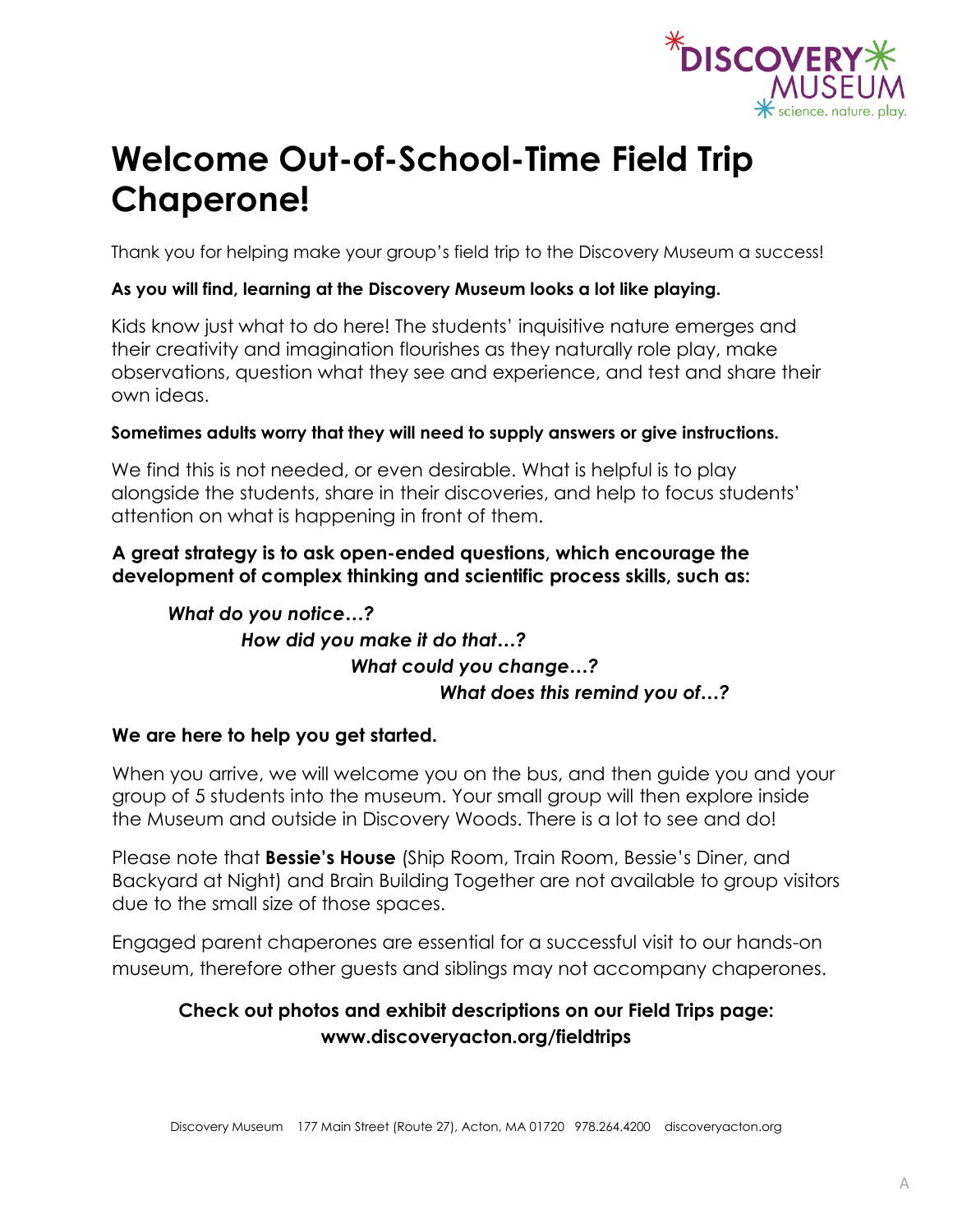DISCOVERY MUSEUM
science. nature. play.

# Welcome Out-of-School-Time Field Trip Chaperone!

Thank you for helping make your group's field trip to the Discovery Museum a success!

**As you will find, learning at the Discovery Museum looks a lot like playing.**

Kids know just what to do here! The students' inquisitive nature emerges and their creativity and imagination flourishes as they naturally role play, make observations, question what they see and experience, and test and share their own ideas.

**Sometimes adults worry that they will need to supply answers or give instructions.**

We find this is not needed, or even desirable. What is helpful is to play alongside the students, share in their discoveries, and help to focus students' attention on what is happening in front of them.

**A great strategy is to ask open-ended questions, which encourage the development of complex thinking and scientific process skills, such as:**

***What do you notice…?***

***How did you make it do that…?***

***What could you change…?***

***What does this remind you of…?***

**We are here to help you get started.**

When you arrive, we will welcome you on the bus, and then guide you and your group of 5 students into the museum. Your small group will then explore inside the Museum and outside in Discovery Woods. There is a lot to see and do!

Please note that **Bessie's House** (Ship Room, Train Room, Bessie's Diner, and Backyard at Night) and Brain Building Together are not available to group visitors due to the small size of those spaces.

Engaged parent chaperones are essential for a successful visit to our hands-on museum, therefore other guests and siblings may not accompany chaperones.

**Check out photos and exhibit descriptions on our Field Trips page: www.discoveryacton.org/fieldtrips**

Discovery Museum 177 Main Street (Route 27), Acton, MA 01720 978.264.4200 discoveryacton.org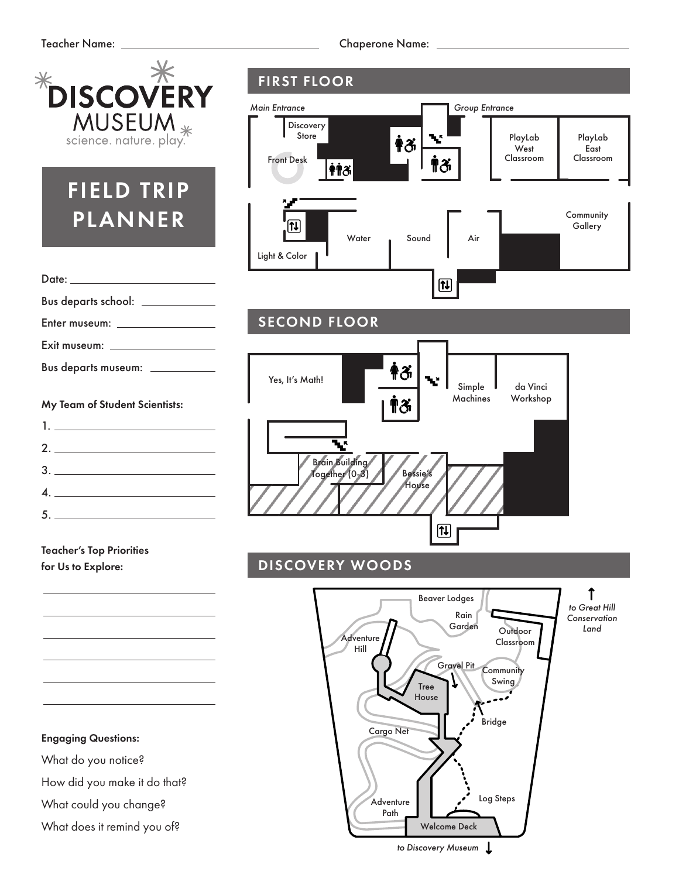Teacher Name: ______________________ Chaperone Name: ______________________

DISCOVERY MUSEUM

science. nature. play.

# FIELD TRIP PLANNER

Date: ______________________

Bus departs school: ______________________

Enter museum: ______________________

Exit museum: ______________________

Bus departs museum: ______________________

**My Team of Student Scientists:**

1. ______________________
2. ______________________
3. ______________________
4. ______________________
5. ______________________

**Teacher's Top Priorities for Us to Explore:**

______________________

______________________

______________________

______________________

______________________

______________________

**Engaging Questions:**

What do you notice?

How did you make it do that?

What could you change?

What does it remind you of?

## FIRST FLOOR

*Main Entrance*

*Group Entrance*

Discovery Store

Front Desk

PlayLab West Classroom

PlayLab East Classroom

Community Gallery

Water

Sound

Air

Light & Color

## SECOND FLOOR

Yes, It's Math!

Simple Machines

da Vinci Workshop

Brain Building Together (0-3)

Bessie's House

## DISCOVERY WOODS

Beaver Lodges

Rain Garden

Outdoor Classroom

Adventure Hill

Gravel Pit

Community Swing

Tree House

Bridge

Cargo Net

Log Steps

Adventure Path

Welcome Deck

*to Great Hill Conservation Land*

*to Discovery Museum*